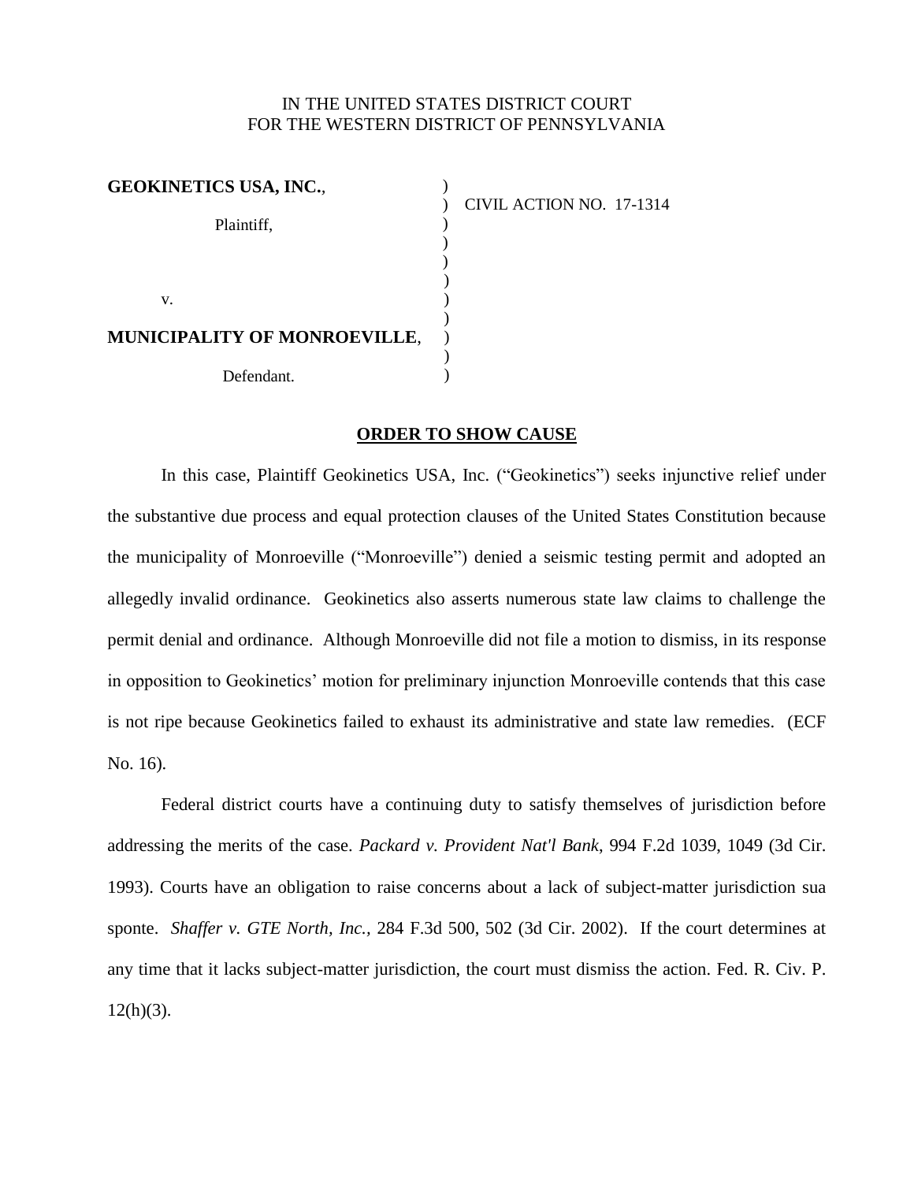IN THE UNITED STATES DISTRICT COURT
FOR THE WESTERN DISTRICT OF PENNSYLVANIA

**GEOKINETICS USA, INC.**,

Plaintiff,

v.

**MUNICIPALITY OF MONROEVILLE**,

Defendant.

CIVIL ACTION NO. 17-1314

**ORDER TO SHOW CAUSE**

In this case, Plaintiff Geokinetics USA, Inc. ("Geokinetics") seeks injunctive relief under the substantive due process and equal protection clauses of the United States Constitution because the municipality of Monroeville ("Monroeville") denied a seismic testing permit and adopted an allegedly invalid ordinance. Geokinetics also asserts numerous state law claims to challenge the permit denial and ordinance. Although Monroeville did not file a motion to dismiss, in its response in opposition to Geokinetics' motion for preliminary injunction Monroeville contends that this case is not ripe because Geokinetics failed to exhaust its administrative and state law remedies. (ECF No. 16).

Federal district courts have a continuing duty to satisfy themselves of jurisdiction before addressing the merits of the case. *Packard v. Provident Nat'l Bank*, 994 F.2d 1039, 1049 (3d Cir. 1993). Courts have an obligation to raise concerns about a lack of subject-matter jurisdiction sua sponte. *Shaffer v. GTE North, Inc.*, 284 F.3d 500, 502 (3d Cir. 2002). If the court determines at any time that it lacks subject-matter jurisdiction, the court must dismiss the action. Fed. R. Civ. P. 12(h)(3).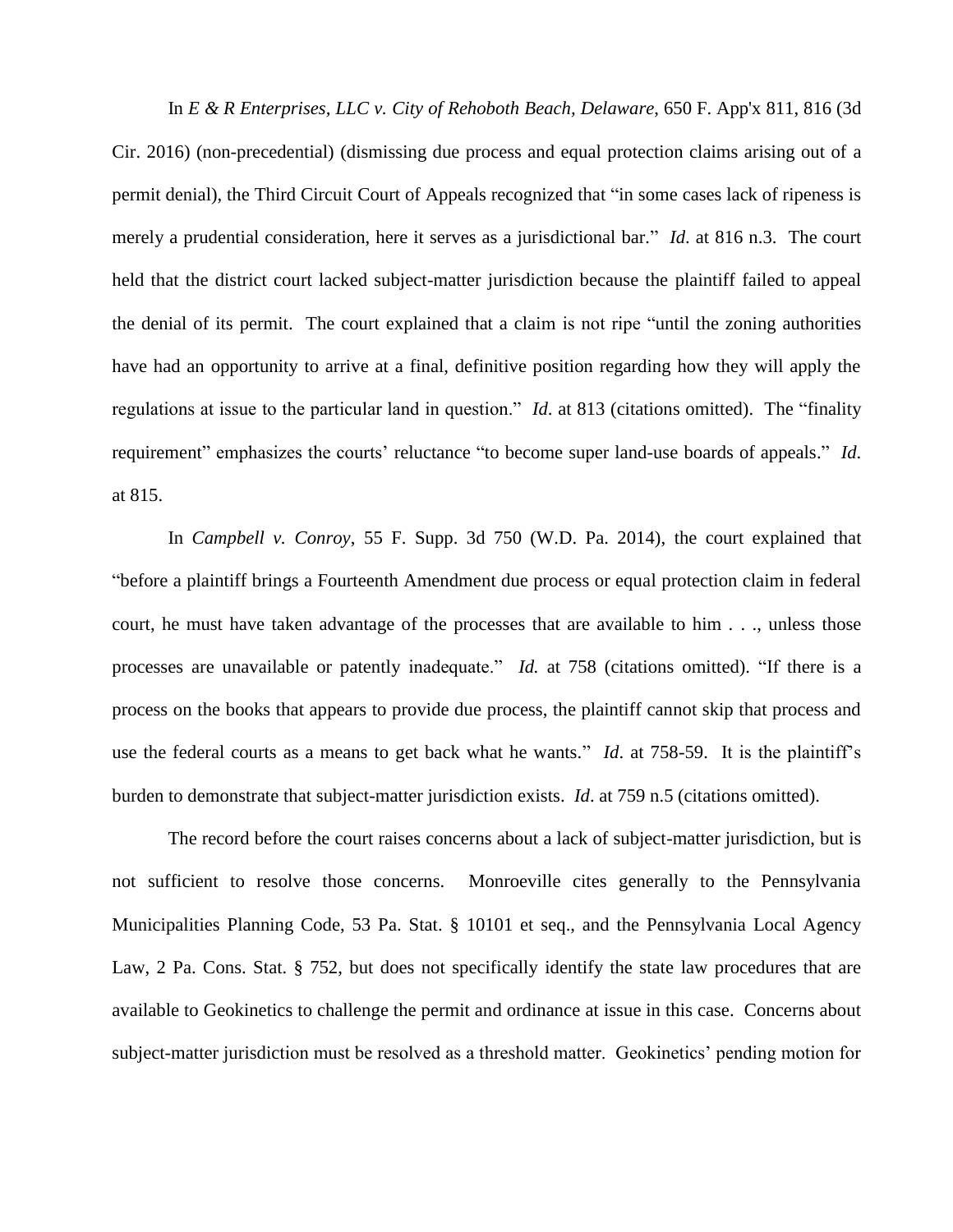In *E & R Enterprises, LLC v. City of Rehoboth Beach, Delaware*, 650 F. App'x 811, 816 (3d Cir. 2016) (non-precedential) (dismissing due process and equal protection claims arising out of a permit denial), the Third Circuit Court of Appeals recognized that "in some cases lack of ripeness is merely a prudential consideration, here it serves as a jurisdictional bar." *Id*. at 816 n.3. The court held that the district court lacked subject-matter jurisdiction because the plaintiff failed to appeal the denial of its permit. The court explained that a claim is not ripe "until the zoning authorities have had an opportunity to arrive at a final, definitive position regarding how they will apply the regulations at issue to the particular land in question." *Id*. at 813 (citations omitted). The "finality requirement" emphasizes the courts' reluctance "to become super land-use boards of appeals." *Id*. at 815.

In *Campbell v. Conroy*, 55 F. Supp. 3d 750 (W.D. Pa. 2014), the court explained that "before a plaintiff brings a Fourteenth Amendment due process or equal protection claim in federal court, he must have taken advantage of the processes that are available to him . . ., unless those processes are unavailable or patently inadequate." *Id.* at 758 (citations omitted). "If there is a process on the books that appears to provide due process, the plaintiff cannot skip that process and use the federal courts as a means to get back what he wants." *Id*. at 758-59. It is the plaintiff's burden to demonstrate that subject-matter jurisdiction exists. *Id*. at 759 n.5 (citations omitted).

The record before the court raises concerns about a lack of subject-matter jurisdiction, but is not sufficient to resolve those concerns. Monroeville cites generally to the Pennsylvania Municipalities Planning Code, 53 Pa. Stat. § 10101 et seq., and the Pennsylvania Local Agency Law, 2 Pa. Cons. Stat. § 752, but does not specifically identify the state law procedures that are available to Geokinetics to challenge the permit and ordinance at issue in this case. Concerns about subject-matter jurisdiction must be resolved as a threshold matter. Geokinetics' pending motion for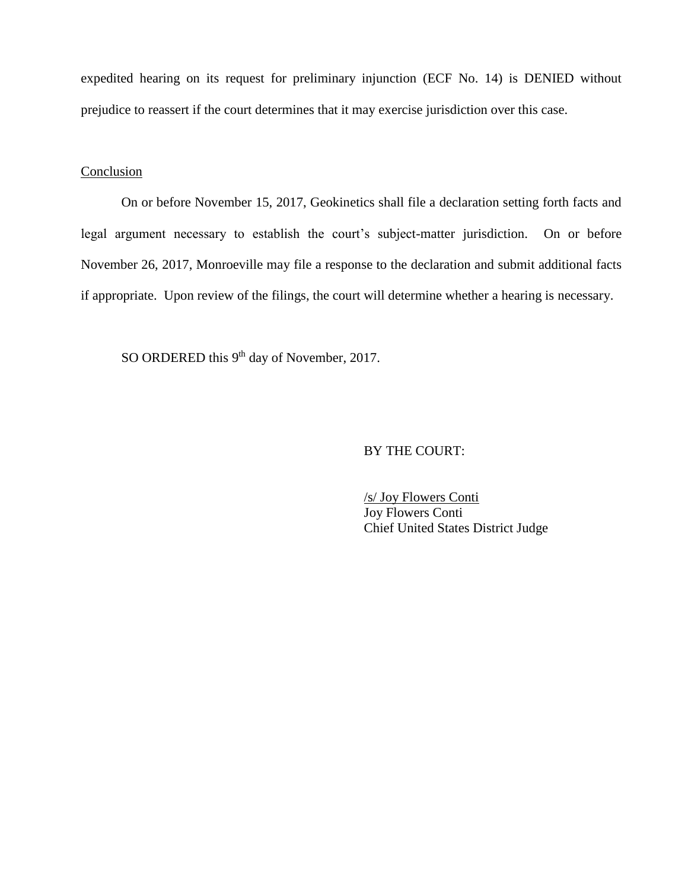expedited hearing on its request for preliminary injunction (ECF No. 14) is DENIED without prejudice to reassert if the court determines that it may exercise jurisdiction over this case.

## Conclusion

On or before November 15, 2017, Geokinetics shall file a declaration setting forth facts and legal argument necessary to establish the court's subject-matter jurisdiction. On or before November 26, 2017, Monroeville may file a response to the declaration and submit additional facts if appropriate. Upon review of the filings, the court will determine whether a hearing is necessary.

SO ORDERED this 9th day of November, 2017.

BY THE COURT:

/s/ Joy Flowers Conti
Joy Flowers Conti
Chief United States District Judge